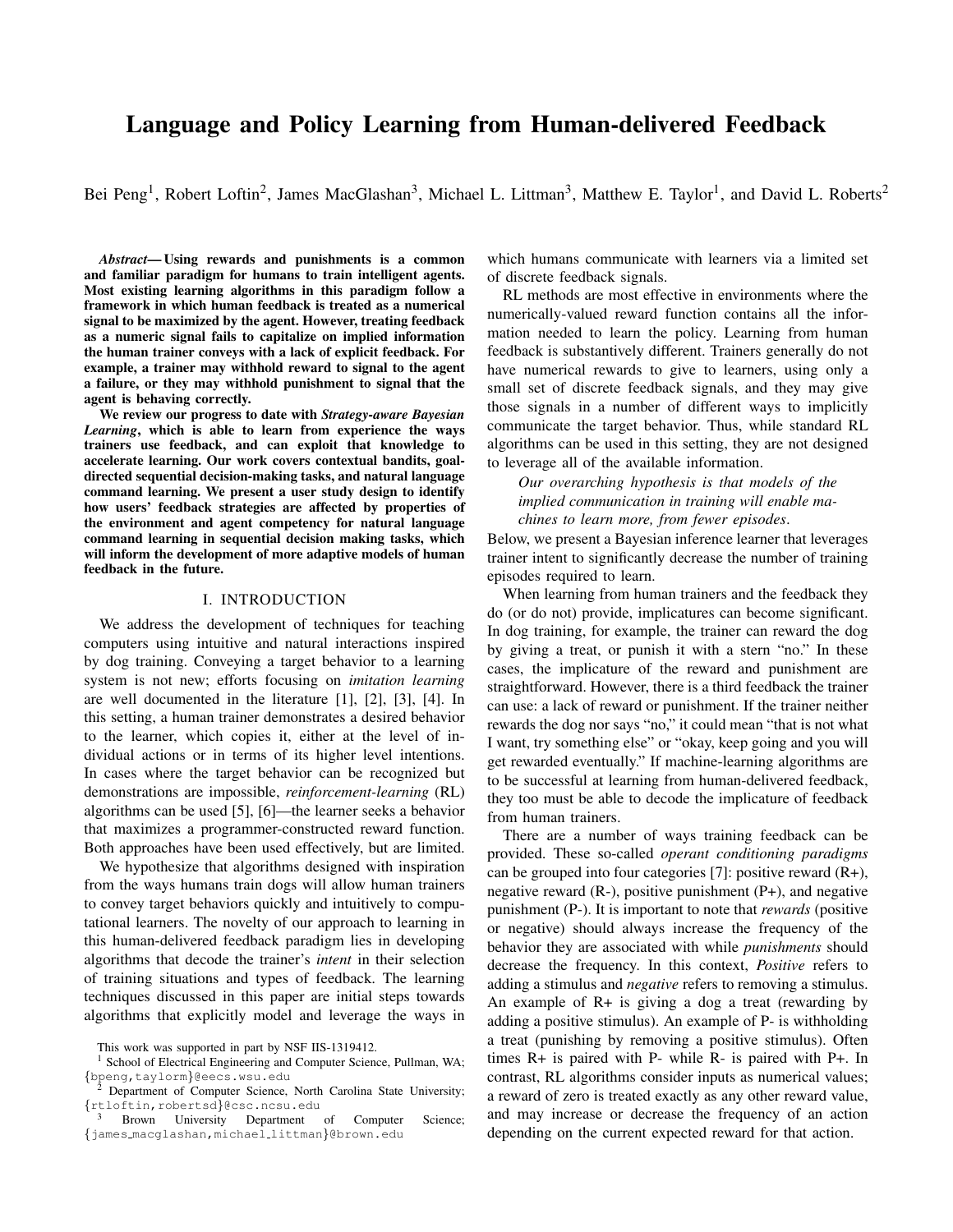# Language and Policy Learning from Human-delivered Feedback

Bei Peng[1], Robert Loftin[2], James MacGlashan[3], Michael L. Littman[3], Matthew E. Taylor[1], and David L. Roberts[2]

***Abstract*— Using rewards and punishments is a common and familiar paradigm for humans to train intelligent agents. Most existing learning algorithms in this paradigm follow a framework in which human feedback is treated as a numerical signal to be maximized by the agent. However, treating feedback as a numeric signal fails to capitalize on implied information the human trainer conveys with a lack of explicit feedback. For example, a trainer may withhold reward to signal to the agent a failure, or they may withhold punishment to signal that the agent is behaving correctly.**

**We review our progress to date with *Strategy-aware Bayesian Learning*, which is able to learn from experience the ways trainers use feedback, and can exploit that knowledge to accelerate learning. Our work covers contextual bandits, goal-directed sequential decision-making tasks, and natural language command learning. We present a user study design to identify how users' feedback strategies are affected by properties of the environment and agent competency for natural language command learning in sequential decision making tasks, which will inform the development of more adaptive models of human feedback in the future.**

## I. INTRODUCTION

We address the development of techniques for teaching computers using intuitive and natural interactions inspired by dog training. Conveying a target behavior to a learning system is not new; efforts focusing on *imitation learning* are well documented in the literature [1], [2], [3], [4]. In this setting, a human trainer demonstrates a desired behavior to the learner, which copies it, either at the level of individual actions or in terms of its higher level intentions. In cases where the target behavior can be recognized but demonstrations are impossible, *reinforcement-learning* (RL) algorithms can be used [5], [6]—the learner seeks a behavior that maximizes a programmer-constructed reward function. Both approaches have been used effectively, but are limited.

We hypothesize that algorithms designed with inspiration from the ways humans train dogs will allow human trainers to convey target behaviors quickly and intuitively to computational learners. The novelty of our approach to learning in this human-delivered feedback paradigm lies in developing algorithms that decode the trainer's *intent* in their selection of training situations and types of feedback. The learning techniques discussed in this paper are initial steps towards algorithms that explicitly model and leverage the ways in which humans communicate with learners via a limited set of discrete feedback signals.

RL methods are most effective in environments where the numerically-valued reward function contains all the information needed to learn the policy. Learning from human feedback is substantively different. Trainers generally do not have numerical rewards to give to learners, using only a small set of discrete feedback signals, and they may give those signals in a number of different ways to implicitly communicate the target behavior. Thus, while standard RL algorithms can be used in this setting, they are not designed to leverage all of the available information.

> *Our overarching hypothesis is that models of the implied communication in training will enable machines to learn more, from fewer episodes.*

Below, we present a Bayesian inference learner that leverages trainer intent to significantly decrease the number of training episodes required to learn.

When learning from human trainers and the feedback they do (or do not) provide, implicatures can become significant. In dog training, for example, the trainer can reward the dog by giving a treat, or punish it with a stern "no." In these cases, the implicature of the reward and punishment are straightforward. However, there is a third feedback the trainer can use: a lack of reward or punishment. If the trainer neither rewards the dog nor says "no," it could mean "that is not what I want, try something else" or "okay, keep going and you will get rewarded eventually." If machine-learning algorithms are to be successful at learning from human-delivered feedback, they too must be able to decode the implicature of feedback from human trainers.

There are a number of ways training feedback can be provided. These so-called *operant conditioning paradigms* can be grouped into four categories [7]: positive reward (R+), negative reward (R-), positive punishment (P+), and negative punishment (P-). It is important to note that *rewards* (positive or negative) should always increase the frequency of the behavior they are associated with while *punishments* should decrease the frequency. In this context, *Positive* refers to adding a stimulus and *negative* refers to removing a stimulus. An example of R+ is giving a dog a treat (rewarding by adding a positive stimulus). An example of P- is withholding a treat (punishing by removing a positive stimulus). Often times R+ is paired with P- while R- is paired with P+. In contrast, RL algorithms consider inputs as numerical values; a reward of zero is treated exactly as any other reward value, and may increase or decrease the frequency of an action depending on the current expected reward for that action.

---

This work was supported in part by NSF IIS-1319412.

[1] School of Electrical Engineering and Computer Science, Pullman, WA; {bpeng,taylorm}@eecs.wsu.edu

[2] Department of Computer Science, North Carolina State University; {rtloftin,robertsd}@csc.ncsu.edu

[3] Brown University Department of Computer Science; {james_macglashan,michael_littman}@brown.edu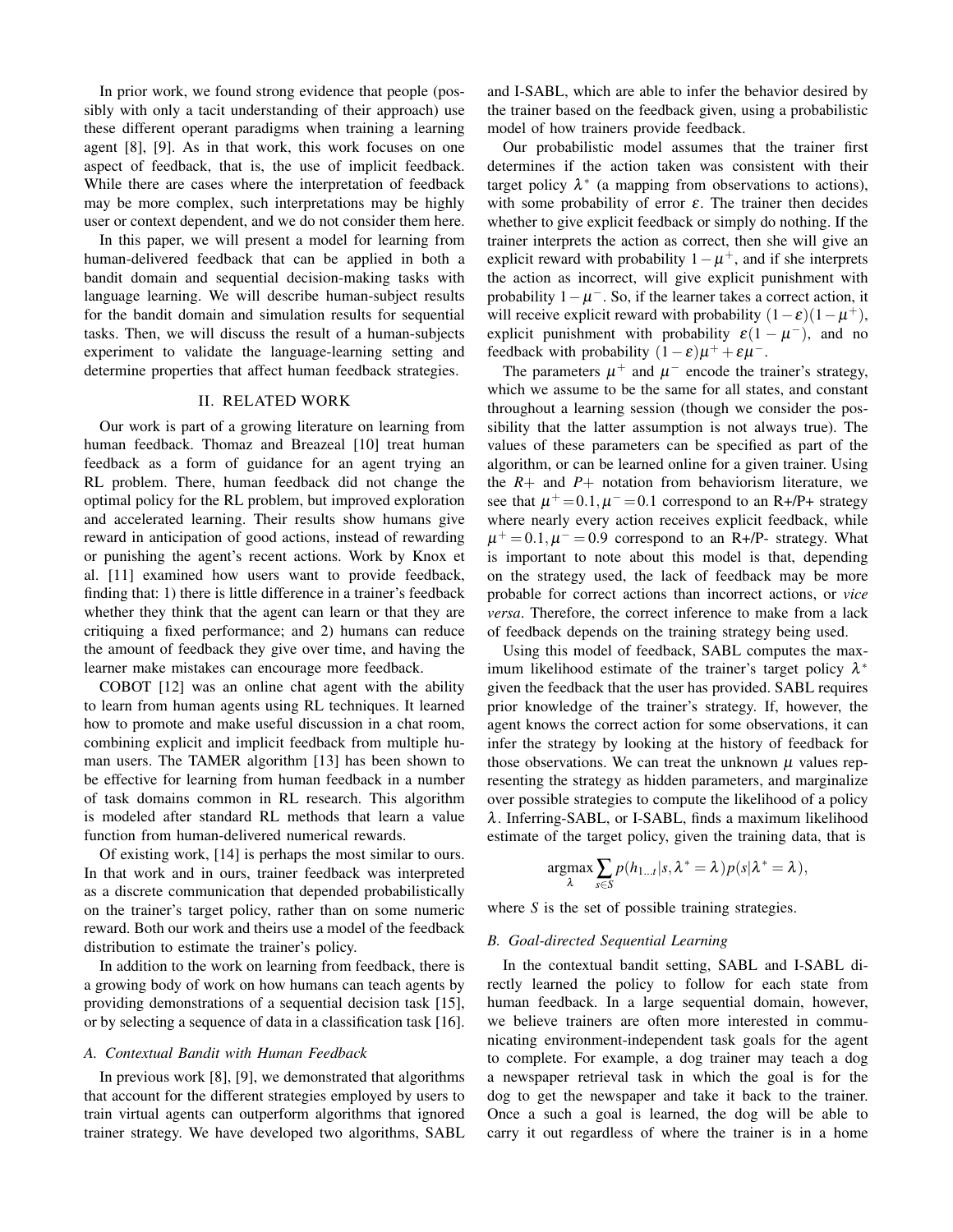In prior work, we found strong evidence that people (possibly with only a tacit understanding of their approach) use these different operant paradigms when training a learning agent [8], [9]. As in that work, this work focuses on one aspect of feedback, that is, the use of implicit feedback. While there are cases where the interpretation of feedback may be more complex, such interpretations may be highly user or context dependent, and we do not consider them here.

In this paper, we will present a model for learning from human-delivered feedback that can be applied in both a bandit domain and sequential decision-making tasks with language learning. We will describe human-subject results for the bandit domain and simulation results for sequential tasks. Then, we will discuss the result of a human-subjects experiment to validate the language-learning setting and determine properties that affect human feedback strategies.

## II. RELATED WORK

Our work is part of a growing literature on learning from human feedback. Thomaz and Breazeal [10] treat human feedback as a form of guidance for an agent trying an RL problem. There, human feedback did not change the optimal policy for the RL problem, but improved exploration and accelerated learning. Their results show humans give reward in anticipation of good actions, instead of rewarding or punishing the agent's recent actions. Work by Knox et al. [11] examined how users want to provide feedback, finding that: 1) there is little difference in a trainer's feedback whether they think that the agent can learn or that they are critiquing a fixed performance; and 2) humans can reduce the amount of feedback they give over time, and having the learner make mistakes can encourage more feedback.

COBOT [12] was an online chat agent with the ability to learn from human agents using RL techniques. It learned how to promote and make useful discussion in a chat room, combining explicit and implicit feedback from multiple human users. The TAMER algorithm [13] has been shown to be effective for learning from human feedback in a number of task domains common in RL research. This algorithm is modeled after standard RL methods that learn a value function from human-delivered numerical rewards.

Of existing work, [14] is perhaps the most similar to ours. In that work and in ours, trainer feedback was interpreted as a discrete communication that depended probabilistically on the trainer's target policy, rather than on some numeric reward. Both our work and theirs use a model of the feedback distribution to estimate the trainer's policy.

In addition to the work on learning from feedback, there is a growing body of work on how humans can teach agents by providing demonstrations of a sequential decision task [15], or by selecting a sequence of data in a classification task [16].

### A. Contextual Bandit with Human Feedback

In previous work [8], [9], we demonstrated that algorithms that account for the different strategies employed by users to train virtual agents can outperform algorithms that ignored trainer strategy. We have developed two algorithms, SABL and I-SABL, which are able to infer the behavior desired by the trainer based on the feedback given, using a probabilistic model of how trainers provide feedback.

Our probabilistic model assumes that the trainer first determines if the action taken was consistent with their target policy $\lambda^*$ (a mapping from observations to actions), with some probability of error $\varepsilon$. The trainer then decides whether to give explicit feedback or simply do nothing. If the trainer interprets the action as correct, then she will give an explicit reward with probability $1-\mu^+$, and if she interprets the action as incorrect, will give explicit punishment with probability $1-\mu^-$. So, if the learner takes a correct action, it will receive explicit reward with probability $(1-\varepsilon)(1-\mu^+)$, explicit punishment with probability $\varepsilon(1-\mu^-)$, and no feedback with probability $(1-\varepsilon)\mu^+ + \varepsilon\mu^-$.

The parameters $\mu^+$ and $\mu^-$ encode the trainer's strategy, which we assume to be the same for all states, and constant throughout a learning session (though we consider the possibility that the latter assumption is not always true). The values of these parameters can be specified as part of the algorithm, or can be learned online for a given trainer. Using the $R+$ and $P+$ notation from behaviorism literature, we see that $\mu^+ = 0.1, \mu^- = 0.1$ correspond to an R+/P+ strategy where nearly every action receives explicit feedback, while $\mu^+ = 0.1, \mu^- = 0.9$ correspond to an R+/P- strategy. What is important to note about this model is that, depending on the strategy used, the lack of feedback may be more probable for correct actions than incorrect actions, or *vice versa*. Therefore, the correct inference to make from a lack of feedback depends on the training strategy being used.

Using this model of feedback, SABL computes the maximum likelihood estimate of the trainer's target policy $\lambda^*$ given the feedback that the user has provided. SABL requires prior knowledge of the trainer's strategy. If, however, the agent knows the correct action for some observations, it can infer the strategy by looking at the history of feedback for those observations. We can treat the unknown $\mu$ values representing the strategy as hidden parameters, and marginalize over possible strategies to compute the likelihood of a policy $\lambda$. Inferring-SABL, or I-SABL, finds a maximum likelihood estimate of the target policy, given the training data, that is

$$\underset{\lambda}{\operatorname{argmax}} \sum_{s \in S} p(h_{1\ldots t}|s, \lambda^* = \lambda) p(s|\lambda^* = \lambda),$$

where $S$ is the set of possible training strategies.

### B. Goal-directed Sequential Learning

In the contextual bandit setting, SABL and I-SABL directly learned the policy to follow for each state from human feedback. In a large sequential domain, however, we believe trainers are often more interested in communicating environment-independent task goals for the agent to complete. For example, a dog trainer may teach a dog a newspaper retrieval task in which the goal is for the dog to get the newspaper and take it back to the trainer. Once a such a goal is learned, the dog will be able to carry it out regardless of where the trainer is in a home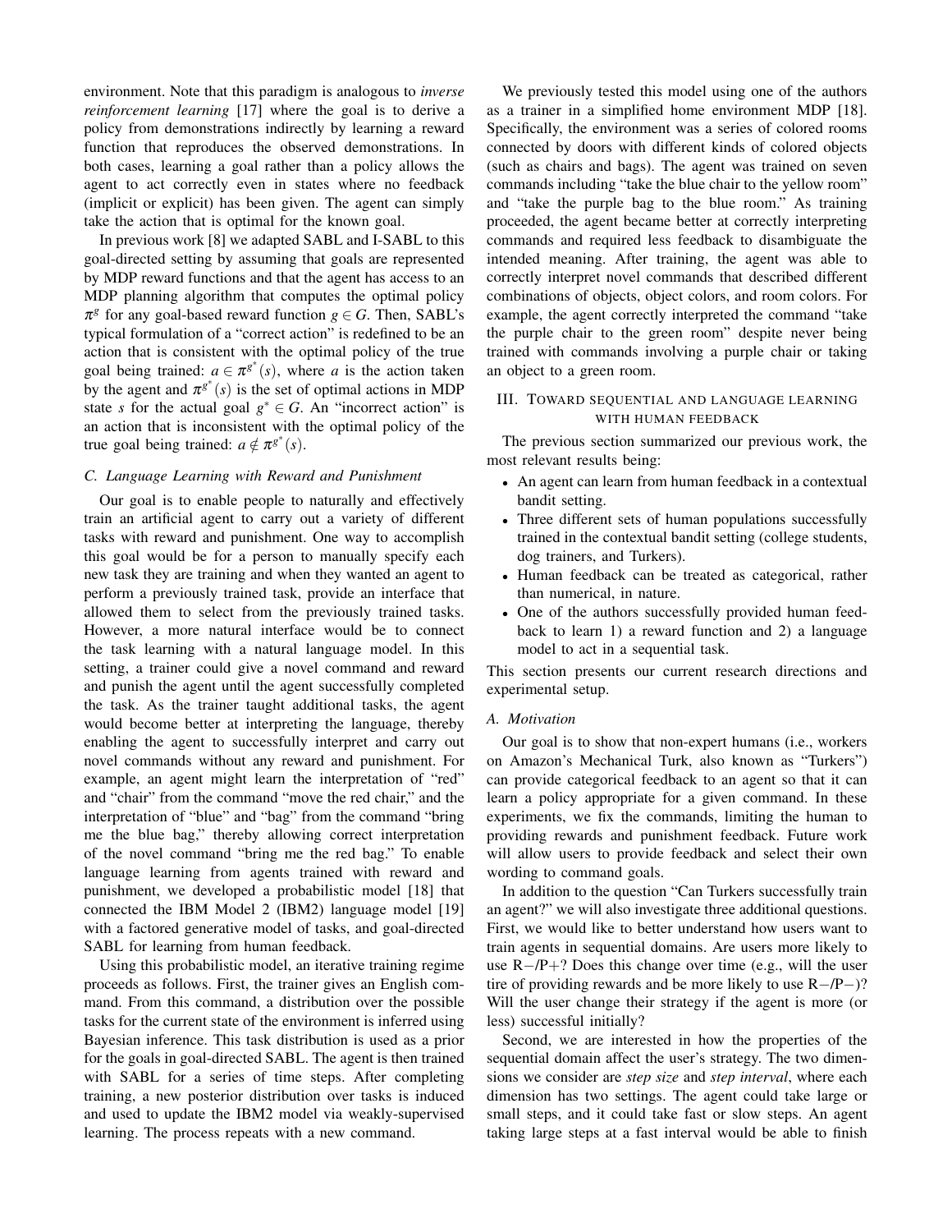environment. Note that this paradigm is analogous to *inverse reinforcement learning* [17] where the goal is to derive a policy from demonstrations indirectly by learning a reward function that reproduces the observed demonstrations. In both cases, learning a goal rather than a policy allows the agent to act correctly even in states where no feedback (implicit or explicit) has been given. The agent can simply take the action that is optimal for the known goal.

In previous work [8] we adapted SABL and I-SABL to this goal-directed setting by assuming that goals are represented by MDP reward functions and that the agent has access to an MDP planning algorithm that computes the optimal policy $\pi^g$ for any goal-based reward function $g \in G$. Then, SABL's typical formulation of a "correct action" is redefined to be an action that is consistent with the optimal policy of the true goal being trained: $a \in \pi^{g^*}(s)$, where $a$ is the action taken by the agent and $\pi^{g^*}(s)$ is the set of optimal actions in MDP state $s$ for the actual goal $g^* \in G$. An "incorrect action" is an action that is inconsistent with the optimal policy of the true goal being trained: $a \notin \pi^{g^*}(s)$.

### C. Language Learning with Reward and Punishment

Our goal is to enable people to naturally and effectively train an artificial agent to carry out a variety of different tasks with reward and punishment. One way to accomplish this goal would be for a person to manually specify each new task they are training and when they wanted an agent to perform a previously trained task, provide an interface that allowed them to select from the previously trained tasks. However, a more natural interface would be to connect the task learning with a natural language model. In this setting, a trainer could give a novel command and reward and punish the agent until the agent successfully completed the task. As the trainer taught additional tasks, the agent would become better at interpreting the language, thereby enabling the agent to successfully interpret and carry out novel commands without any reward and punishment. For example, an agent might learn the interpretation of "red" and "chair" from the command "move the red chair," and the interpretation of "blue" and "bag" from the command "bring me the blue bag," thereby allowing correct interpretation of the novel command "bring me the red bag." To enable language learning from agents trained with reward and punishment, we developed a probabilistic model [18] that connected the IBM Model 2 (IBM2) language model [19] with a factored generative model of tasks, and goal-directed SABL for learning from human feedback.

Using this probabilistic model, an iterative training regime proceeds as follows. First, the trainer gives an English command. From this command, a distribution over the possible tasks for the current state of the environment is inferred using Bayesian inference. This task distribution is used as a prior for the goals in goal-directed SABL. The agent is then trained with SABL for a series of time steps. After completing training, a new posterior distribution over tasks is induced and used to update the IBM2 model via weakly-supervised learning. The process repeats with a new command.

We previously tested this model using one of the authors as a trainer in a simplified home environment MDP [18]. Specifically, the environment was a series of colored rooms connected by doors with different kinds of colored objects (such as chairs and bags). The agent was trained on seven commands including "take the blue chair to the yellow room" and "take the purple bag to the blue room." As training proceeded, the agent became better at correctly interpreting commands and required less feedback to disambiguate the intended meaning. After training, the agent was able to correctly interpret novel commands that described different combinations of objects, object colors, and room colors. For example, the agent correctly interpreted the command "take the purple chair to the green room" despite never being trained with commands involving a purple chair or taking an object to a green room.

## III. Toward sequential and language learning with human feedback

The previous section summarized our previous work, the most relevant results being:

- An agent can learn from human feedback in a contextual bandit setting.
- Three different sets of human populations successfully trained in the contextual bandit setting (college students, dog trainers, and Turkers).
- Human feedback can be treated as categorical, rather than numerical, in nature.
- One of the authors successfully provided human feedback to learn 1) a reward function and 2) a language model to act in a sequential task.

This section presents our current research directions and experimental setup.

### A. Motivation

Our goal is to show that non-expert humans (i.e., workers on Amazon's Mechanical Turk, also known as "Turkers") can provide categorical feedback to an agent so that it can learn a policy appropriate for a given command. In these experiments, we fix the commands, limiting the human to providing rewards and punishment feedback. Future work will allow users to provide feedback and select their own wording to command goals.

In addition to the question "Can Turkers successfully train an agent?" we will also investigate three additional questions. First, we would like to better understand how users want to train agents in sequential domains. Are users more likely to use R−/P+? Does this change over time (e.g., will the user tire of providing rewards and be more likely to use R−/P−)? Will the user change their strategy if the agent is more (or less) successful initially?

Second, we are interested in how the properties of the sequential domain affect the user's strategy. The two dimensions we consider are *step size* and *step interval*, where each dimension has two settings. The agent could take large or small steps, and it could take fast or slow steps. An agent taking large steps at a fast interval would be able to finish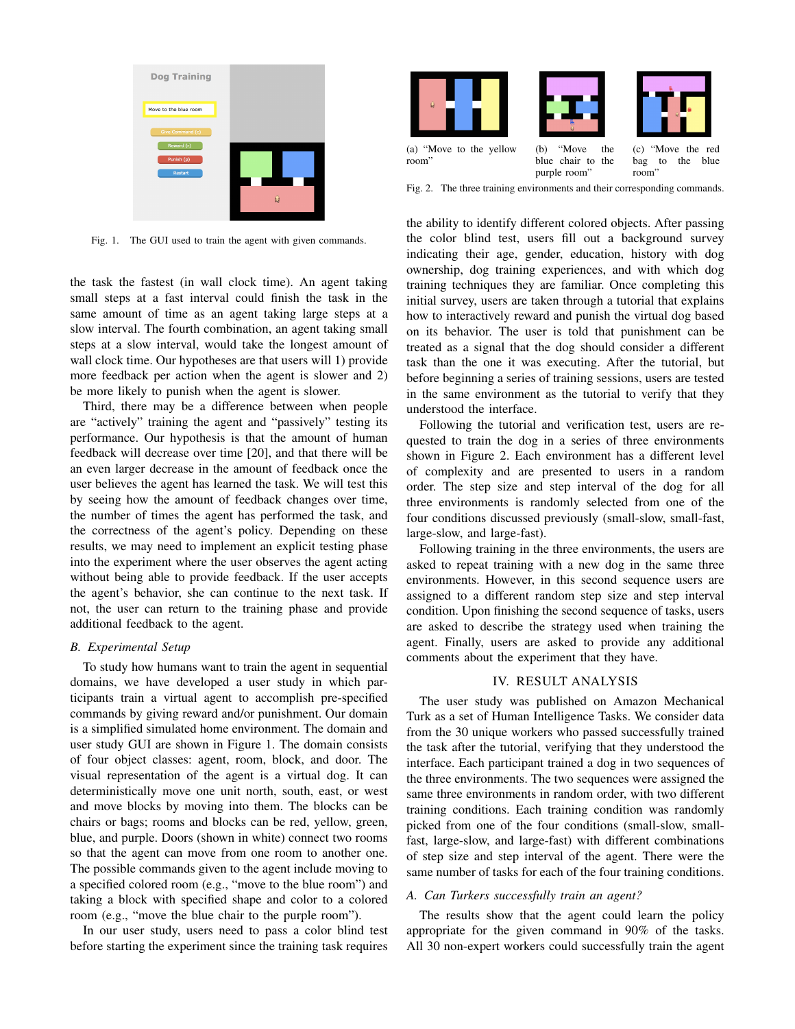Fig. 1. The GUI used to train the agent with given commands.

(a) "Move to the yellow room"

(b) "Move the blue chair to the purple room"

(c) "Move the red bag to the blue room"

Fig. 2. The three training environments and their corresponding commands.

the task the fastest (in wall clock time). An agent taking small steps at a fast interval could finish the task in the same amount of time as an agent taking large steps at a slow interval. The fourth combination, an agent taking small steps at a slow interval, would take the longest amount of wall clock time. Our hypotheses are that users will 1) provide more feedback per action when the agent is slower and 2) be more likely to punish when the agent is slower.

Third, there may be a difference between when people are "actively" training the agent and "passively" testing its performance. Our hypothesis is that the amount of human feedback will decrease over time [20], and that there will be an even larger decrease in the amount of feedback once the user believes the agent has learned the task. We will test this by seeing how the amount of feedback changes over time, the number of times the agent has performed the task, and the correctness of the agent's policy. Depending on these results, we may need to implement an explicit testing phase into the experiment where the user observes the agent acting without being able to provide feedback. If the user accepts the agent's behavior, she can continue to the next task. If not, the user can return to the training phase and provide additional feedback to the agent.

### B. Experimental Setup

To study how humans want to train the agent in sequential domains, we have developed a user study in which participants train a virtual agent to accomplish pre-specified commands by giving reward and/or punishment. Our domain is a simplified simulated home environment. The domain and user study GUI are shown in Figure 1. The domain consists of four object classes: agent, room, block, and door. The visual representation of the agent is a virtual dog. It can deterministically move one unit north, south, east, or west and move blocks by moving into them. The blocks can be chairs or bags; rooms and blocks can be red, yellow, green, blue, and purple. Doors (shown in white) connect two rooms so that the agent can move from one room to another one. The possible commands given to the agent include moving to a specified colored room (e.g., "move to the blue room") and taking a block with specified shape and color to a colored room (e.g., "move the blue chair to the purple room").

In our user study, users need to pass a color blind test before starting the experiment since the training task requires the ability to identify different colored objects. After passing the color blind test, users fill out a background survey indicating their age, gender, education, history with dog ownership, dog training experiences, and with which dog training techniques they are familiar. Once completing this initial survey, users are taken through a tutorial that explains how to interactively reward and punish the virtual dog based on its behavior. The user is told that punishment can be treated as a signal that the dog should consider a different task than the one it was executing. After the tutorial, but before beginning a series of training sessions, users are tested in the same environment as the tutorial to verify that they understood the interface.

Following the tutorial and verification test, users are requested to train the dog in a series of three environments shown in Figure 2. Each environment has a different level of complexity and are presented to users in a random order. The step size and step interval of the dog for all three environments is randomly selected from one of the four conditions discussed previously (small-slow, small-fast, large-slow, and large-fast).

Following training in the three environments, the users are asked to repeat training with a new dog in the same three environments. However, in this second sequence users are assigned to a different random step size and step interval condition. Upon finishing the second sequence of tasks, users are asked to describe the strategy used when training the agent. Finally, users are asked to provide any additional comments about the experiment that they have.

## IV. RESULT ANALYSIS

The user study was published on Amazon Mechanical Turk as a set of Human Intelligence Tasks. We consider data from the 30 unique workers who passed successfully trained the task after the tutorial, verifying that they understood the interface. Each participant trained a dog in two sequences of the three environments. The two sequences were assigned the same three environments in random order, with two different training conditions. Each training condition was randomly picked from one of the four conditions (small-slow, small-fast, large-slow, and large-fast) with different combinations of step size and step interval of the agent. There were the same number of tasks for each of the four training conditions.

### A. Can Turkers successfully train an agent?

The results show that the agent could learn the policy appropriate for the given command in 90% of the tasks. All 30 non-expert workers could successfully train the agent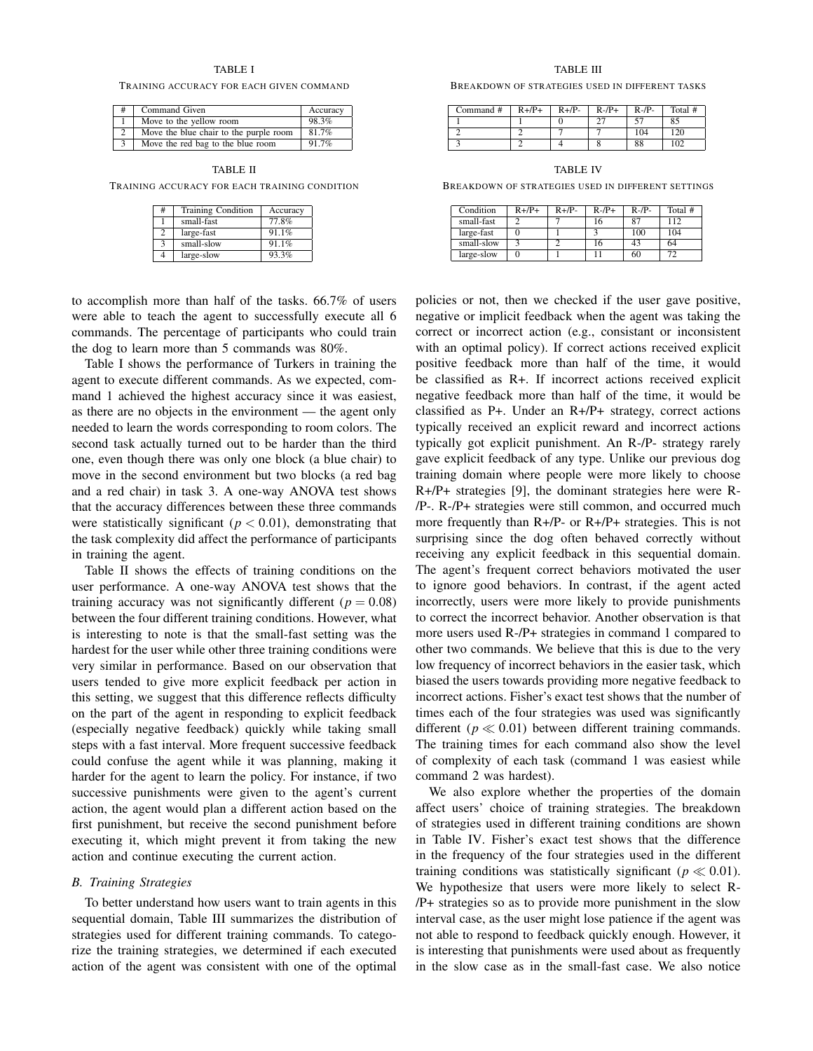TABLE I

TRAINING ACCURACY FOR EACH GIVEN COMMAND

| # | Command Given | Accuracy |
|---|---|---|
| 1 | Move to the yellow room | 98.3% |
| 2 | Move the blue chair to the purple room | 81.7% |
| 3 | Move the red bag to the blue room | 91.7% |

TABLE II

TRAINING ACCURACY FOR EACH TRAINING CONDITION

| # | Training Condition | Accuracy |
|---|---|---|
| 1 | small-fast | 77.8% |
| 2 | large-fast | 91.1% |
| 3 | small-slow | 91.1% |
| 4 | large-slow | 93.3% |

TABLE III

BREAKDOWN OF STRATEGIES USED IN DIFFERENT TASKS

| Command # | R+/P+ | R+/P- | R-/P+ | R-/P- | Total # |
|---|---|---|---|---|---|
| 1 | 1 | 0 | 27 | 57 | 85 |
| 2 | 2 | 7 | 7 | 104 | 120 |
| 3 | 2 | 4 | 8 | 88 | 102 |

TABLE IV

BREAKDOWN OF STRATEGIES USED IN DIFFERENT SETTINGS

| Condition | R+/P+ | R+/P- | R-/P+ | R-/P- | Total # |
|---|---|---|---|---|---|
| small-fast | 2 | 7 | 16 | 87 | 112 |
| large-fast | 0 | 1 | 3 | 100 | 104 |
| small-slow | 3 | 2 | 16 | 43 | 64 |
| large-slow | 0 | 1 | 11 | 60 | 72 |

to accomplish more than half of the tasks. 66.7% of users were able to teach the agent to successfully execute all 6 commands. The percentage of participants who could train the dog to learn more than 5 commands was 80%.

Table I shows the performance of Turkers in training the agent to execute different commands. As we expected, command 1 achieved the highest accuracy since it was easiest, as there are no objects in the environment — the agent only needed to learn the words corresponding to room colors. The second task actually turned out to be harder than the third one, even though there was only one block (a blue chair) to move in the second environment but two blocks (a red bag and a red chair) in task 3. A one-way ANOVA test shows that the accuracy differences between these three commands were statistically significant ($p < 0.01$), demonstrating that the task complexity did affect the performance of participants in training the agent.

Table II shows the effects of training conditions on the user performance. A one-way ANOVA test shows that the training accuracy was not significantly different ($p = 0.08$) between the four different training conditions. However, what is interesting to note is that the small-fast setting was the hardest for the user while other three training conditions were very similar in performance. Based on our observation that users tended to give more explicit feedback per action in this setting, we suggest that this difference reflects difficulty on the part of the agent in responding to explicit feedback (especially negative feedback) quickly while taking small steps with a fast interval. More frequent successive feedback could confuse the agent while it was planning, making it harder for the agent to learn the policy. For instance, if two successive punishments were given to the agent's current action, the agent would plan a different action based on the first punishment, but receive the second punishment before executing it, which might prevent it from taking the new action and continue executing the current action.

### B. Training Strategies

To better understand how users want to train agents in this sequential domain, Table III summarizes the distribution of strategies used for different training commands. To categorize the training strategies, we determined if each executed action of the agent was consistent with one of the optimal policies or not, then we checked if the user gave positive, negative or implicit feedback when the agent was taking the correct or incorrect action (e.g., consistant or inconsistent with an optimal policy). If correct actions received explicit positive feedback more than half of the time, it would be classified as R+. If incorrect actions received explicit negative feedback more than half of the time, it would be classified as P+. Under an R+/P+ strategy, correct actions typically received an explicit reward and incorrect actions typically got explicit punishment. An R-/P- strategy rarely gave explicit feedback of any type. Unlike our previous dog training domain where people were more likely to choose R+/P+ strategies [9], the dominant strategies here were R-/P-. R-/P+ strategies were still common, and occurred much more frequently than R+/P- or R+/P+ strategies. This is not surprising since the dog often behaved correctly without receiving any explicit feedback in this sequential domain. The agent's frequent correct behaviors motivated the user to ignore good behaviors. In contrast, if the agent acted incorrectly, users were more likely to provide punishments to correct the incorrect behavior. Another observation is that more users used R-/P+ strategies in command 1 compared to other two commands. We believe that this is due to the very low frequency of incorrect behaviors in the easier task, which biased the users towards providing more negative feedback to incorrect actions. Fisher's exact test shows that the number of times each of the four strategies was used was significantly different ($p \ll 0.01$) between different training commands. The training times for each command also show the level of complexity of each task (command 1 was easiest while command 2 was hardest).

We also explore whether the properties of the domain affect users' choice of training strategies. The breakdown of strategies used in different training conditions are shown in Table IV. Fisher's exact test shows that the difference in the frequency of the four strategies used in the different training conditions was statistically significant ($p \ll 0.01$). We hypothesize that users were more likely to select R-/P+ strategies so as to provide more punishment in the slow interval case, as the user might lose patience if the agent was not able to respond to feedback quickly enough. However, it is interesting that punishments were used about as frequently in the slow case as in the small-fast case. We also notice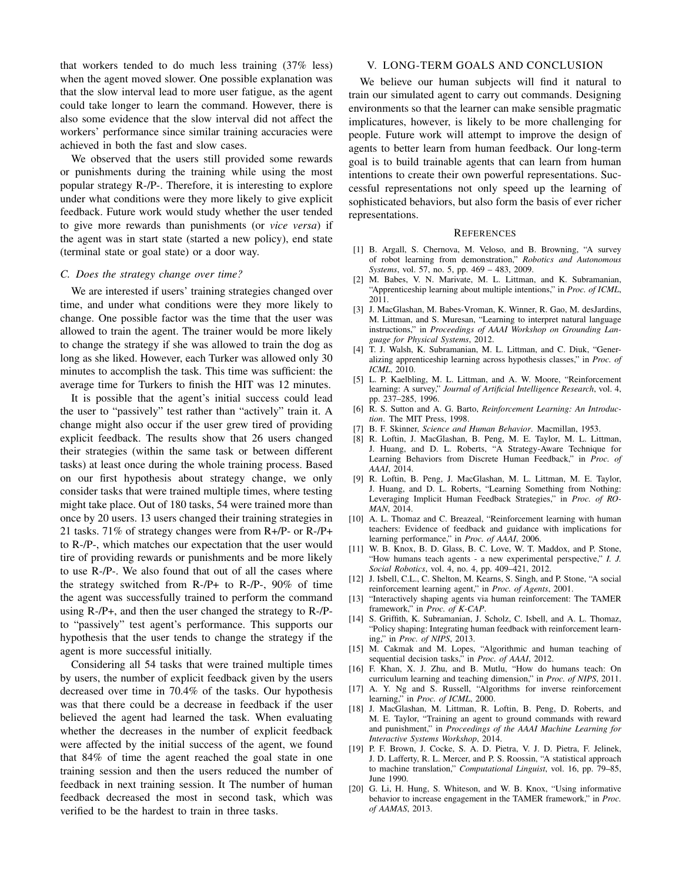that workers tended to do much less training (37% less) when the agent moved slower. One possible explanation was that the slow interval lead to more user fatigue, as the agent could take longer to learn the command. However, there is also some evidence that the slow interval did not affect the workers' performance since similar training accuracies were achieved in both the fast and slow cases.

We observed that the users still provided some rewards or punishments during the training while using the most popular strategy R-/P-. Therefore, it is interesting to explore under what conditions were they more likely to give explicit feedback. Future work would study whether the user tended to give more rewards than punishments (or *vice versa*) if the agent was in start state (started a new policy), end state (terminal state or goal state) or a door way.

### C. Does the strategy change over time?

We are interested if users' training strategies changed over time, and under what conditions were they more likely to change. One possible factor was the time that the user was allowed to train the agent. The trainer would be more likely to change the strategy if she was allowed to train the dog as long as she liked. However, each Turker was allowed only 30 minutes to accomplish the task. This time was sufficient: the average time for Turkers to finish the HIT was 12 minutes.

It is possible that the agent's initial success could lead the user to "passively" test rather than "actively" train it. A change might also occur if the user grew tired of providing explicit feedback. The results show that 26 users changed their strategies (within the same task or between different tasks) at least once during the whole training process. Based on our first hypothesis about strategy change, we only consider tasks that were trained multiple times, where testing might take place. Out of 180 tasks, 54 were trained more than once by 20 users. 13 users changed their training strategies in 21 tasks. 71% of strategy changes were from R+/P- or R-/P+ to R-/P-, which matches our expectation that the user would tire of providing rewards or punishments and be more likely to use R-/P-. We also found that out of all the cases where the strategy switched from R-/P+ to R-/P-, 90% of time the agent was successfully trained to perform the command using R-/P+, and then the user changed the strategy to R-/P- to "passively" test agent's performance. This supports our hypothesis that the user tends to change the strategy if the agent is more successful initially.

Considering all 54 tasks that were trained multiple times by users, the number of explicit feedback given by the users decreased over time in 70.4% of the tasks. Our hypothesis was that there could be a decrease in feedback if the user believed the agent had learned the task. When evaluating whether the decreases in the number of explicit feedback were affected by the initial success of the agent, we found that 84% of time the agent reached the goal state in one training session and then the users reduced the number of feedback in next training session. It The number of human feedback decreased the most in second task, which was verified to be the hardest to train in three tasks.

## V. Long-Term Goals and Conclusion

We believe our human subjects will find it natural to train our simulated agent to carry out commands. Designing environments so that the learner can make sensible pragmatic implicatures, however, is likely to be more challenging for people. Future work will attempt to improve the design of agents to better learn from human feedback. Our long-term goal is to build trainable agents that can learn from human intentions to create their own powerful representations. Successful representations not only speed up the learning of sophisticated behaviors, but also form the basis of ever richer representations.

## References

[1] B. Argall, S. Chernova, M. Veloso, and B. Browning, "A survey of robot learning from demonstration," *Robotics and Autonomous Systems*, vol. 57, no. 5, pp. 469 – 483, 2009.

[2] M. Babes, V. N. Marivate, M. L. Littman, and K. Subramanian, "Apprenticeship learning about multiple intentions," in *Proc. of ICML*, 2011.

[3] J. MacGlashan, M. Babes-Vroman, K. Winner, R. Gao, M. desJardins, M. Littman, and S. Muresan, "Learning to interpret natural language instructions," in *Proceedings of AAAI Workshop on Grounding Language for Physical Systems*, 2012.

[4] T. J. Walsh, K. Subramanian, M. L. Littman, and C. Diuk, "Generalizing apprenticeship learning across hypothesis classes," in *Proc. of ICML*, 2010.

[5] L. P. Kaelbling, M. L. Littman, and A. W. Moore, "Reinforcement learning: A survey," *Journal of Artificial Intelligence Research*, vol. 4, pp. 237–285, 1996.

[6] R. S. Sutton and A. G. Barto, *Reinforcement Learning: An Introduction*. The MIT Press, 1998.

[7] B. F. Skinner, *Science and Human Behavior*. Macmillan, 1953.

[8] R. Loftin, J. MacGlashan, B. Peng, M. E. Taylor, M. L. Littman, J. Huang, and D. L. Roberts, "A Strategy-Aware Technique for Learning Behaviors from Discrete Human Feedback," in *Proc. of AAAI*, 2014.

[9] R. Loftin, B. Peng, J. MacGlashan, M. L. Littman, M. E. Taylor, J. Huang, and D. L. Roberts, "Learning Something from Nothing: Leveraging Implicit Human Feedback Strategies," in *Proc. of RO-MAN*, 2014.

[10] A. L. Thomaz and C. Breazeal, "Reinforcement learning with human teachers: Evidence of feedback and guidance with implications for learning performance," in *Proc. of AAAI*, 2006.

[11] W. B. Knox, B. D. Glass, B. C. Love, W. T. Maddox, and P. Stone, "How humans teach agents - a new experimental perspective," *I. J. Social Robotics*, vol. 4, no. 4, pp. 409–421, 2012.

[12] J. Isbell, C.L., C. Shelton, M. Kearns, S. Singh, and P. Stone, "A social reinforcement learning agent," in *Proc. of Agents*, 2001.

[13] "Interactively shaping agents via human reinforcement: The TAMER framework," in *Proc. of K-CAP*.

[14] S. Griffith, K. Subramanian, J. Scholz, C. Isbell, and A. L. Thomaz, "Policy shaping: Integrating human feedback with reinforcement learning," in *Proc. of NIPS*, 2013.

[15] M. Cakmak and M. Lopes, "Algorithmic and human teaching of sequential decision tasks," in *Proc. of AAAI*, 2012.

[16] F. Khan, X. J. Zhu, and B. Mutlu, "How do humans teach: On curriculum learning and teaching dimension," in *Proc. of NIPS*, 2011.

[17] A. Y. Ng and S. Russell, "Algorithms for inverse reinforcement learning," in *Proc. of ICML*, 2000.

[18] J. MacGlashan, M. Littman, R. Loftin, B. Peng, D. Roberts, and M. E. Taylor, "Training an agent to ground commands with reward and punishment," in *Proceedings of the AAAI Machine Learning for Interactive Systems Workshop*, 2014.

[19] P. F. Brown, J. Cocke, S. A. D. Pietra, V. J. D. Pietra, F. Jelinek, J. D. Lafferty, R. L. Mercer, and P. S. Roossin, "A statistical approach to machine translation," *Computational Linguist*, vol. 16, pp. 79–85, June 1990.

[20] G. Li, H. Hung, S. Whiteson, and W. B. Knox, "Using informative behavior to increase engagement in the TAMER framework," in *Proc. of AAMAS*, 2013.